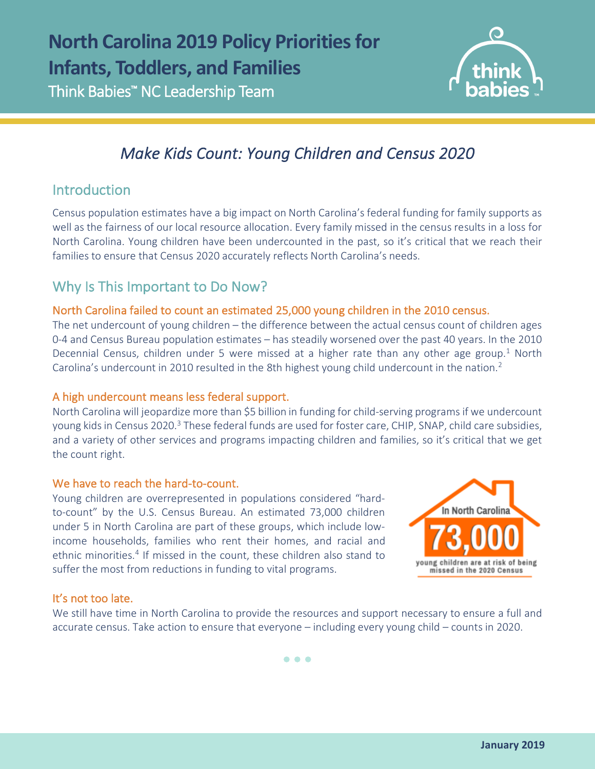# North Carolina 2019 Policy Priorities for Infants, Toddlers, and Families

Think Babies™ NC Leadership Team

## *Make Kids Count: Young Children and Census 2020*

## Introduction

Census population estimates have a big impact on North Carolina's federal funding for family supports as well as the fairness of our local resource allocation. Every family missed in the census results in a loss for North Carolina. Young children have been undercounted in the past, so it's critical that we reach their families to ensure that Census 2020 accurately reflects North Carolina's needs.

## Why Is This Important to Do Now?

### North Carolina failed to count an estimated 25,000 young children in the 2010 census.

The net undercount of young children – the difference between the actual census count of children ages 0-4 and Census Bureau population estimates – has steadily worsened over the past 40 years. In the 2010 Decennial Census, children under 5 were missed at a higher rate than any other age group.[1] North Carolina's undercount in 2010 resulted in the 8th highest young child undercount in the nation.[2]

### A high undercount means less federal support.

North Carolina will jeopardize more than $5 billion in funding for child-serving programs if we undercount young kids in Census 2020.[3] These federal funds are used for foster care, CHIP, SNAP, child care subsidies, and a variety of other services and programs impacting children and families, so it's critical that we get the count right.

### We have to reach the hard-to-count.

Young children are overrepresented in populations considered "hard-to-count" by the U.S. Census Bureau. An estimated 73,000 children under 5 in North Carolina are part of these groups, which include low-income households, families who rent their homes, and racial and ethnic minorities.[4] If missed in the count, these children also stand to suffer the most from reductions in funding to vital programs.

In North Carolina **73,000** young children are at risk of being missed in the 2020 Census

### It's not too late.

We still have time in North Carolina to provide the resources and support necessary to ensure a full and accurate census. Take action to ensure that everyone – including every young child – counts in 2020.

January 2019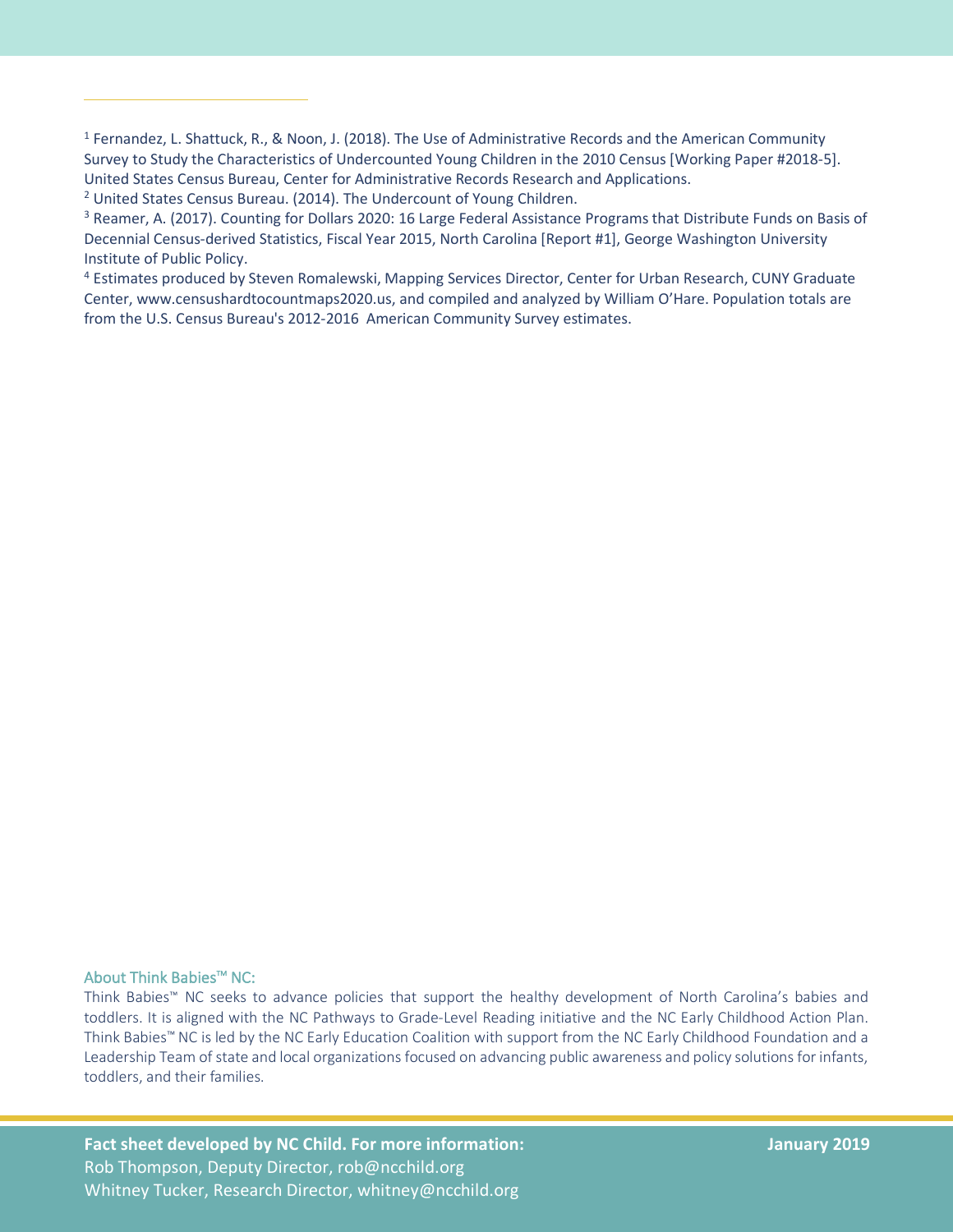[1] Fernandez, L. Shattuck, R., & Noon, J. (2018). The Use of Administrative Records and the American Community Survey to Study the Characteristics of Undercounted Young Children in the 2010 Census [Working Paper #2018-5]. United States Census Bureau, Center for Administrative Records Research and Applications.

[2] United States Census Bureau. (2014). The Undercount of Young Children.

[3] Reamer, A. (2017). Counting for Dollars 2020: 16 Large Federal Assistance Programs that Distribute Funds on Basis of Decennial Census-derived Statistics, Fiscal Year 2015, North Carolina [Report #1], George Washington University Institute of Public Policy.

[4] Estimates produced by Steven Romalewski, Mapping Services Director, Center for Urban Research, CUNY Graduate Center, www.censushardtocountmaps2020.us, and compiled and analyzed by William O'Hare. Population totals are from the U.S. Census Bureau's 2012-2016 American Community Survey estimates.

### About Think Babies™ NC:

Think Babies™ NC seeks to advance policies that support the healthy development of North Carolina's babies and toddlers. It is aligned with the NC Pathways to Grade-Level Reading initiative and the NC Early Childhood Action Plan. Think Babies™ NC is led by the NC Early Education Coalition with support from the NC Early Childhood Foundation and a Leadership Team of state and local organizations focused on advancing public awareness and policy solutions for infants, toddlers, and their families.

**Fact sheet developed by NC Child. For more information:** **January 2019**

Rob Thompson, Deputy Director, rob@ncchild.org

Whitney Tucker, Research Director, whitney@ncchild.org